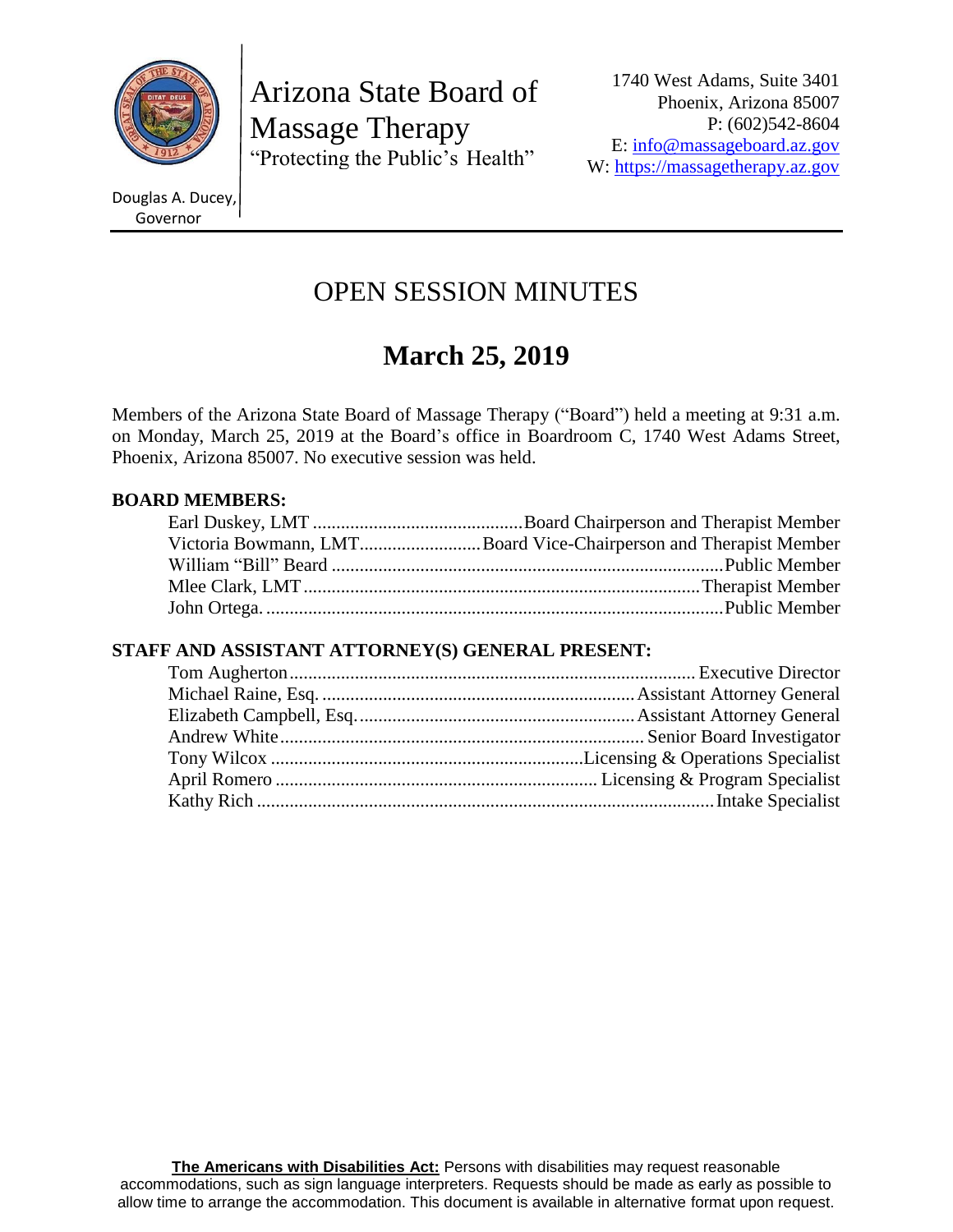Arizona State Board of Massage Therapy
"Protecting the Public's Health"

Douglas A. Ducey, Governor

1740 West Adams, Suite 3401
Phoenix, Arizona 85007
P: (602)542-8604
E: info@massageboard.az.gov
W: https://massagetherapy.az.gov

# OPEN SESSION MINUTES

## March 25, 2019

Members of the Arizona State Board of Massage Therapy ("Board") held a meeting at 9:31 a.m. on Monday, March 25, 2019 at the Board's office in Boardroom C, 1740 West Adams Street, Phoenix, Arizona 85007. No executive session was held.

**BOARD MEMBERS:**

- Earl Duskey, LMT ............ Board Chairperson and Therapist Member
- Victoria Bowmann, LMT ............ Board Vice-Chairperson and Therapist Member
- William "Bill" Beard ............ Public Member
- Mlee Clark, LMT ............ Therapist Member
- John Ortega. ............ Public Member

**STAFF AND ASSISTANT ATTORNEY(S) GENERAL PRESENT:**

- Tom Augherton ............ Executive Director
- Michael Raine, Esq. ............ Assistant Attorney General
- Elizabeth Campbell, Esq. ............ Assistant Attorney General
- Andrew White ............ Senior Board Investigator
- Tony Wilcox ............ Licensing & Operations Specialist
- April Romero ............ Licensing & Program Specialist
- Kathy Rich ............ Intake Specialist

**The Americans with Disabilities Act:** Persons with disabilities may request reasonable accommodations, such as sign language interpreters. Requests should be made as early as possible to allow time to arrange the accommodation. This document is available in alternative format upon request.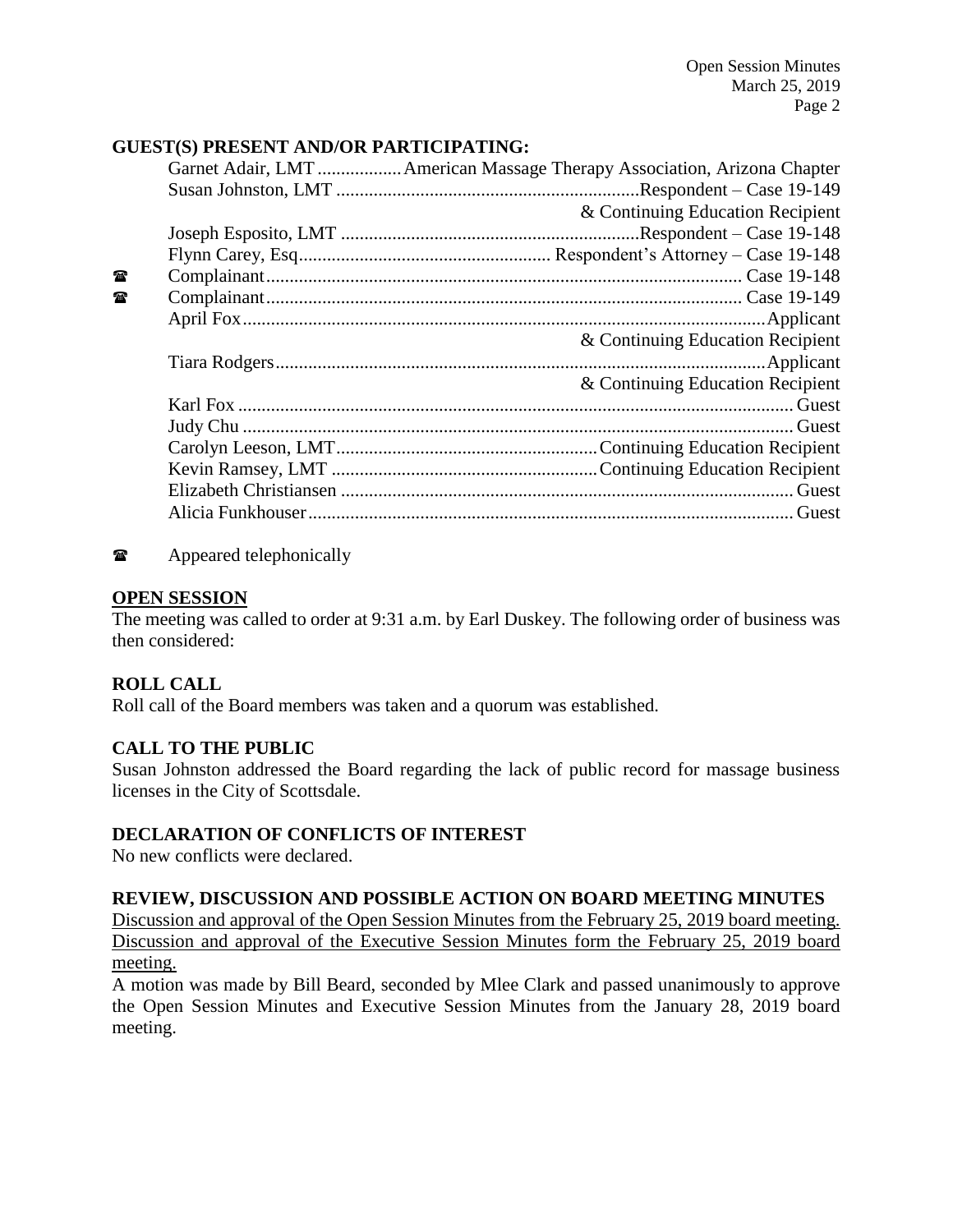**GUEST(S) PRESENT AND/OR PARTICIPATING:**

| | Name | Role |
|---|---|---|
| | Garnet Adair, LMT | American Massage Therapy Association, Arizona Chapter |
| | Susan Johnston, LMT | Respondent – Case 19-149 & Continuing Education Recipient |
| | Joseph Esposito, LMT | Respondent – Case 19-148 |
| | Flynn Carey, Esq | Respondent's Attorney – Case 19-148 |
| ☎ | Complainant | Case 19-148 |
| ☎ | Complainant | Case 19-149 |
| | April Fox | Applicant & Continuing Education Recipient |
| | Tiara Rodgers | Applicant & Continuing Education Recipient |
| | Karl Fox | Guest |
| | Judy Chu | Guest |
| | Carolyn Leeson, LMT | Continuing Education Recipient |
| | Kevin Ramsey, LMT | Continuing Education Recipient |
| | Elizabeth Christiansen | Guest |
| | Alicia Funkhouser | Guest |

☎ Appeared telephonically

**OPEN SESSION**

The meeting was called to order at 9:31 a.m. by Earl Duskey. The following order of business was then considered:

**ROLL CALL**

Roll call of the Board members was taken and a quorum was established.

**CALL TO THE PUBLIC**

Susan Johnston addressed the Board regarding the lack of public record for massage business licenses in the City of Scottsdale.

**DECLARATION OF CONFLICTS OF INTEREST**

No new conflicts were declared.

**REVIEW, DISCUSSION AND POSSIBLE ACTION ON BOARD MEETING MINUTES**

Discussion and approval of the Open Session Minutes from the February 25, 2019 board meeting.
Discussion and approval of the Executive Session Minutes form the February 25, 2019 board meeting.

A motion was made by Bill Beard, seconded by Mlee Clark and passed unanimously to approve the Open Session Minutes and Executive Session Minutes from the January 28, 2019 board meeting.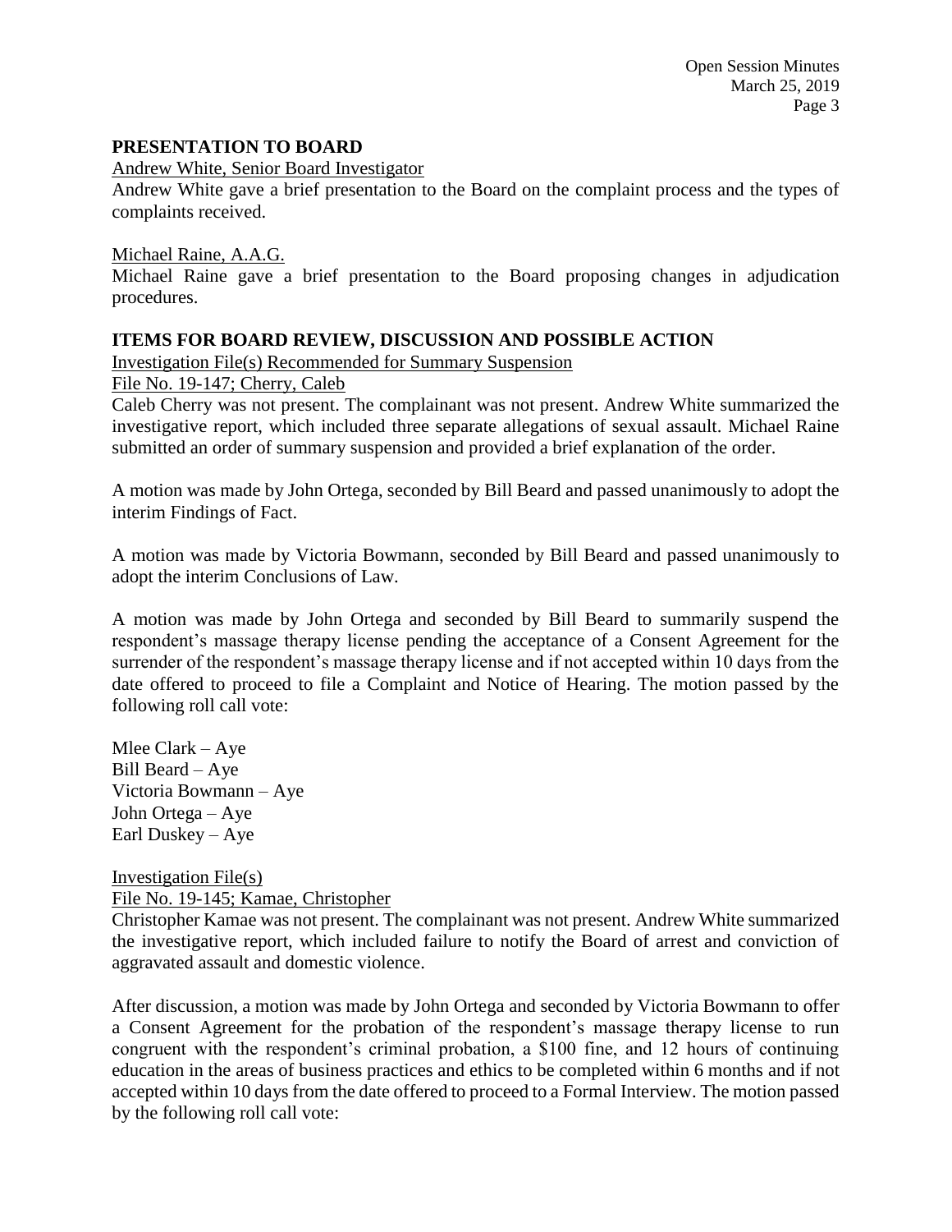## PRESENTATION TO BOARD

Andrew White, Senior Board Investigator

Andrew White gave a brief presentation to the Board on the complaint process and the types of complaints received.

Michael Raine, A.A.G.

Michael Raine gave a brief presentation to the Board proposing changes in adjudication procedures.

## ITEMS FOR BOARD REVIEW, DISCUSSION AND POSSIBLE ACTION

Investigation File(s) Recommended for Summary Suspension

File No. 19-147; Cherry, Caleb

Caleb Cherry was not present. The complainant was not present. Andrew White summarized the investigative report, which included three separate allegations of sexual assault. Michael Raine submitted an order of summary suspension and provided a brief explanation of the order.

A motion was made by John Ortega, seconded by Bill Beard and passed unanimously to adopt the interim Findings of Fact.

A motion was made by Victoria Bowmann, seconded by Bill Beard and passed unanimously to adopt the interim Conclusions of Law.

A motion was made by John Ortega and seconded by Bill Beard to summarily suspend the respondent's massage therapy license pending the acceptance of a Consent Agreement for the surrender of the respondent's massage therapy license and if not accepted within 10 days from the date offered to proceed to file a Complaint and Notice of Hearing. The motion passed by the following roll call vote:

Mlee Clark – Aye
Bill Beard – Aye
Victoria Bowmann – Aye
John Ortega – Aye
Earl Duskey – Aye

Investigation File(s)

File No. 19-145; Kamae, Christopher

Christopher Kamae was not present. The complainant was not present. Andrew White summarized the investigative report, which included failure to notify the Board of arrest and conviction of aggravated assault and domestic violence.

After discussion, a motion was made by John Ortega and seconded by Victoria Bowmann to offer a Consent Agreement for the probation of the respondent's massage therapy license to run congruent with the respondent's criminal probation, a $100 fine, and 12 hours of continuing education in the areas of business practices and ethics to be completed within 6 months and if not accepted within 10 days from the date offered to proceed to a Formal Interview. The motion passed by the following roll call vote: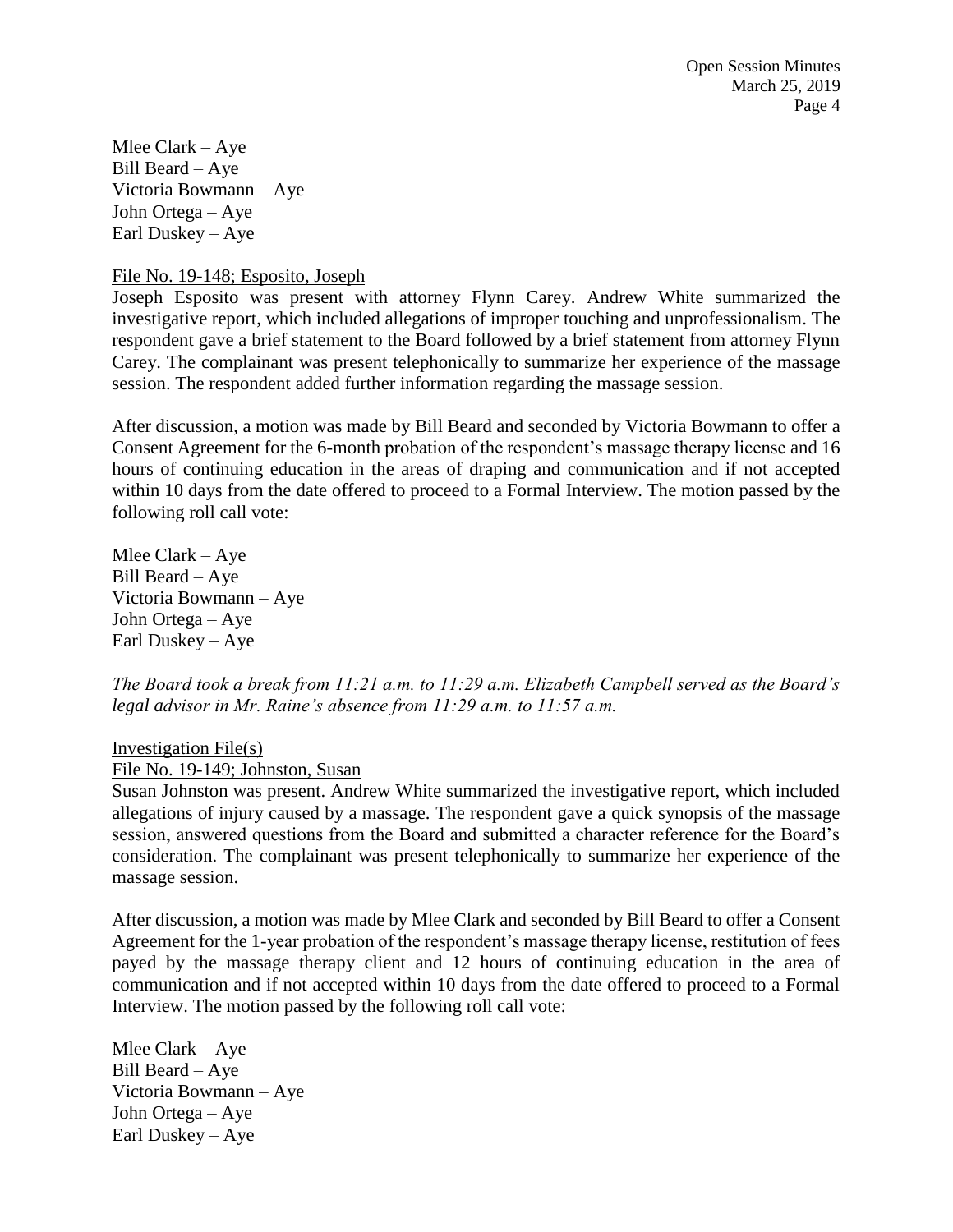Mlee Clark – Aye
Bill Beard – Aye
Victoria Bowmann – Aye
John Ortega – Aye
Earl Duskey – Aye

File No. 19-148; Esposito, Joseph

Joseph Esposito was present with attorney Flynn Carey. Andrew White summarized the investigative report, which included allegations of improper touching and unprofessionalism. The respondent gave a brief statement to the Board followed by a brief statement from attorney Flynn Carey. The complainant was present telephonically to summarize her experience of the massage session. The respondent added further information regarding the massage session.

After discussion, a motion was made by Bill Beard and seconded by Victoria Bowmann to offer a Consent Agreement for the 6-month probation of the respondent's massage therapy license and 16 hours of continuing education in the areas of draping and communication and if not accepted within 10 days from the date offered to proceed to a Formal Interview. The motion passed by the following roll call vote:

Mlee Clark – Aye
Bill Beard – Aye
Victoria Bowmann – Aye
John Ortega – Aye
Earl Duskey – Aye

*The Board took a break from 11:21 a.m. to 11:29 a.m. Elizabeth Campbell served as the Board's legal advisor in Mr. Raine's absence from 11:29 a.m. to 11:57 a.m.*

Investigation File(s)

File No. 19-149; Johnston, Susan

Susan Johnston was present. Andrew White summarized the investigative report, which included allegations of injury caused by a massage. The respondent gave a quick synopsis of the massage session, answered questions from the Board and submitted a character reference for the Board's consideration. The complainant was present telephonically to summarize her experience of the massage session.

After discussion, a motion was made by Mlee Clark and seconded by Bill Beard to offer a Consent Agreement for the 1-year probation of the respondent's massage therapy license, restitution of fees payed by the massage therapy client and 12 hours of continuing education in the area of communication and if not accepted within 10 days from the date offered to proceed to a Formal Interview. The motion passed by the following roll call vote:

Mlee Clark – Aye
Bill Beard – Aye
Victoria Bowmann – Aye
John Ortega – Aye
Earl Duskey – Aye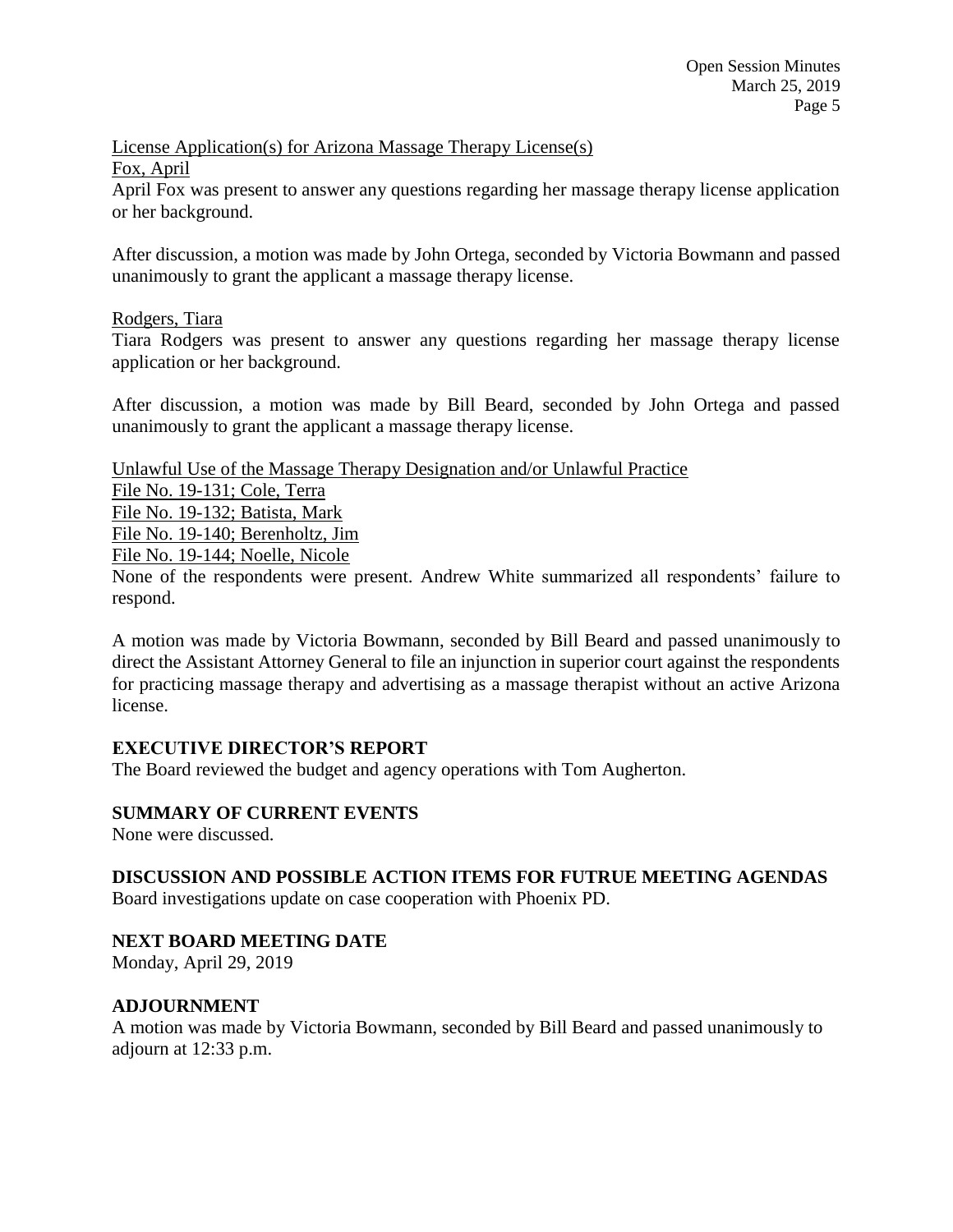License Application(s) for Arizona Massage Therapy License(s)

Fox, April

April Fox was present to answer any questions regarding her massage therapy license application or her background.

After discussion, a motion was made by John Ortega, seconded by Victoria Bowmann and passed unanimously to grant the applicant a massage therapy license.

Rodgers, Tiara

Tiara Rodgers was present to answer any questions regarding her massage therapy license application or her background.

After discussion, a motion was made by Bill Beard, seconded by John Ortega and passed unanimously to grant the applicant a massage therapy license.

Unlawful Use of the Massage Therapy Designation and/or Unlawful Practice

File No. 19-131; Cole, Terra

File No. 19-132; Batista, Mark

File No. 19-140; Berenholtz, Jim

File No. 19-144; Noelle, Nicole

None of the respondents were present. Andrew White summarized all respondents' failure to respond.

A motion was made by Victoria Bowmann, seconded by Bill Beard and passed unanimously to direct the Assistant Attorney General to file an injunction in superior court against the respondents for practicing massage therapy and advertising as a massage therapist without an active Arizona license.

## EXECUTIVE DIRECTOR'S REPORT

The Board reviewed the budget and agency operations with Tom Augherton.

## SUMMARY OF CURRENT EVENTS

None were discussed.

## DISCUSSION AND POSSIBLE ACTION ITEMS FOR FUTRUE MEETING AGENDAS

Board investigations update on case cooperation with Phoenix PD.

## NEXT BOARD MEETING DATE

Monday, April 29, 2019

## ADJOURNMENT

A motion was made by Victoria Bowmann, seconded by Bill Beard and passed unanimously to adjourn at 12:33 p.m.